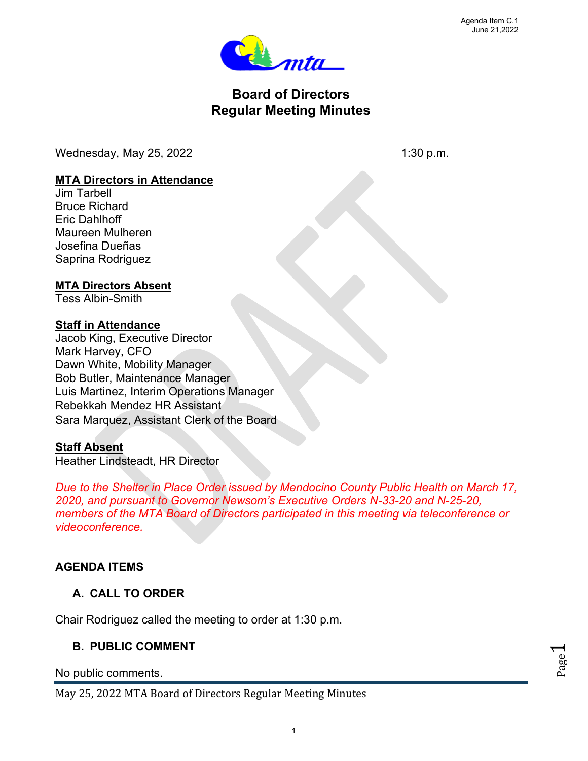Agenda Item C.1
June 21,2022

# Board of Directors
# Regular Meeting Minutes

Wednesday, May 25, 2022 1:30 p.m.

**MTA Directors in Attendance**
Jim Tarbell
Bruce Richard
Eric Dahlhoff
Maureen Mulheren
Josefina Dueñas
Saprina Rodriguez

**MTA Directors Absent**
Tess Albin-Smith

**Staff in Attendance**
Jacob King, Executive Director
Mark Harvey, CFO
Dawn White, Mobility Manager
Bob Butler, Maintenance Manager
Luis Martinez, Interim Operations Manager
Rebekkah Mendez HR Assistant
Sara Marquez, Assistant Clerk of the Board

**Staff Absent**
Heather Lindsteadt, HR Director

*Due to the Shelter in Place Order issued by Mendocino County Public Health on March 17, 2020, and pursuant to Governor Newsom's Executive Orders N-33-20 and N-25-20, members of the MTA Board of Directors participated in this meeting via teleconference or videoconference.*

## AGENDA ITEMS

### A. CALL TO ORDER

Chair Rodriguez called the meeting to order at 1:30 p.m.

### B. PUBLIC COMMENT

No public comments.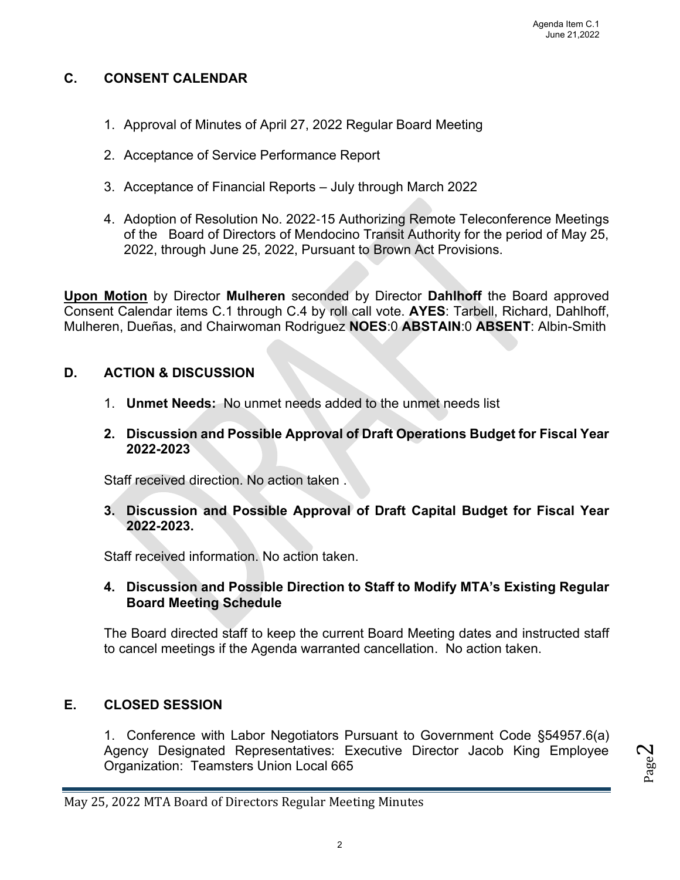## C. CONSENT CALENDAR

1. Approval of Minutes of April 27, 2022 Regular Board Meeting
2. Acceptance of Service Performance Report
3. Acceptance of Financial Reports – July through March 2022
4. Adoption of Resolution No. 2022-15 Authorizing Remote Teleconference Meetings of the Board of Directors of Mendocino Transit Authority for the period of May 25, 2022, through June 25, 2022, Pursuant to Brown Act Provisions.

**Upon Motion** by Director **Mulheren** seconded by Director **Dahlhoff** the Board approved Consent Calendar items C.1 through C.4 by roll call vote. **AYES**: Tarbell, Richard, Dahlhoff, Mulheren, Dueñas, and Chairwoman Rodriguez **NOES**:0 **ABSTAIN**:0 **ABSENT**: Albin-Smith

## D. ACTION & DISCUSSION

1. **Unmet Needs:** No unmet needs added to the unmet needs list

2. **Discussion and Possible Approval of Draft Operations Budget for Fiscal Year 2022-2023**

   Staff received direction. No action taken .

3. **Discussion and Possible Approval of Draft Capital Budget for Fiscal Year 2022-2023.**

   Staff received information. No action taken.

4. **Discussion and Possible Direction to Staff to Modify MTA's Existing Regular Board Meeting Schedule**

   The Board directed staff to keep the current Board Meeting dates and instructed staff to cancel meetings if the Agenda warranted cancellation. No action taken.

## E. CLOSED SESSION

1. Conference with Labor Negotiators Pursuant to Government Code §54957.6(a) Agency Designated Representatives: Executive Director Jacob King Employee Organization: Teamsters Union Local 665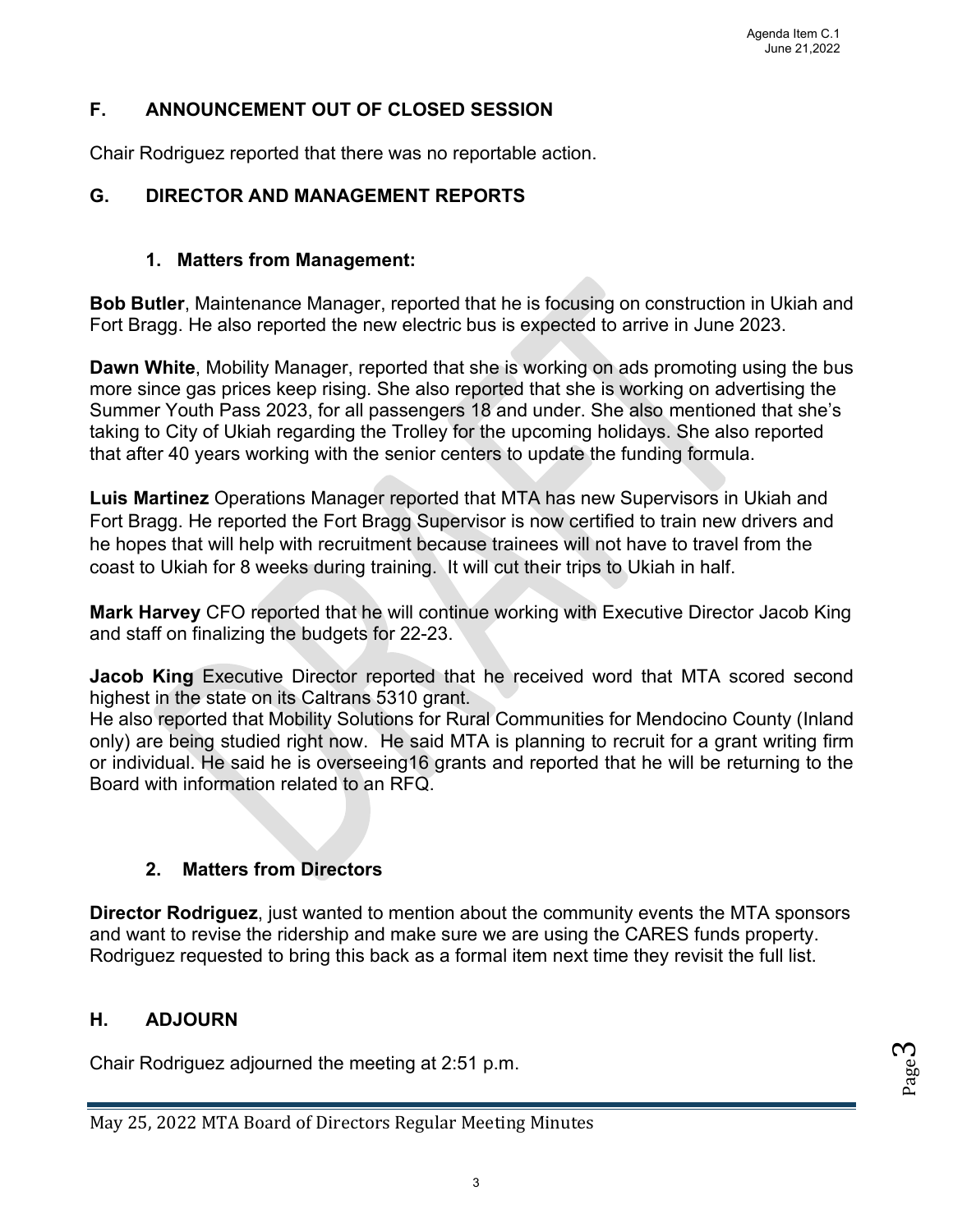## F. ANNOUNCEMENT OUT OF CLOSED SESSION

Chair Rodriguez reported that there was no reportable action.

## G. DIRECTOR AND MANAGEMENT REPORTS

### 1. Matters from Management:

**Bob Butler**, Maintenance Manager, reported that he is focusing on construction in Ukiah and Fort Bragg. He also reported the new electric bus is expected to arrive in June 2023.

**Dawn White**, Mobility Manager, reported that she is working on ads promoting using the bus more since gas prices keep rising. She also reported that she is working on advertising the Summer Youth Pass 2023, for all passengers 18 and under. She also mentioned that she's taking to City of Ukiah regarding the Trolley for the upcoming holidays. She also reported that after 40 years working with the senior centers to update the funding formula.

**Luis Martinez** Operations Manager reported that MTA has new Supervisors in Ukiah and Fort Bragg. He reported the Fort Bragg Supervisor is now certified to train new drivers and he hopes that will help with recruitment because trainees will not have to travel from the coast to Ukiah for 8 weeks during training. It will cut their trips to Ukiah in half.

**Mark Harvey** CFO reported that he will continue working with Executive Director Jacob King and staff on finalizing the budgets for 22-23.

**Jacob King** Executive Director reported that he received word that MTA scored second highest in the state on its Caltrans 5310 grant.
He also reported that Mobility Solutions for Rural Communities for Mendocino County (Inland only) are being studied right now. He said MTA is planning to recruit for a grant writing firm or individual. He said he is overseeing16 grants and reported that he will be returning to the Board with information related to an RFQ.

### 2. Matters from Directors

**Director Rodriguez**, just wanted to mention about the community events the MTA sponsors and want to revise the ridership and make sure we are using the CARES funds property. Rodriguez requested to bring this back as a formal item next time they revisit the full list.

## H. ADJOURN

Chair Rodriguez adjourned the meeting at 2:51 p.m.